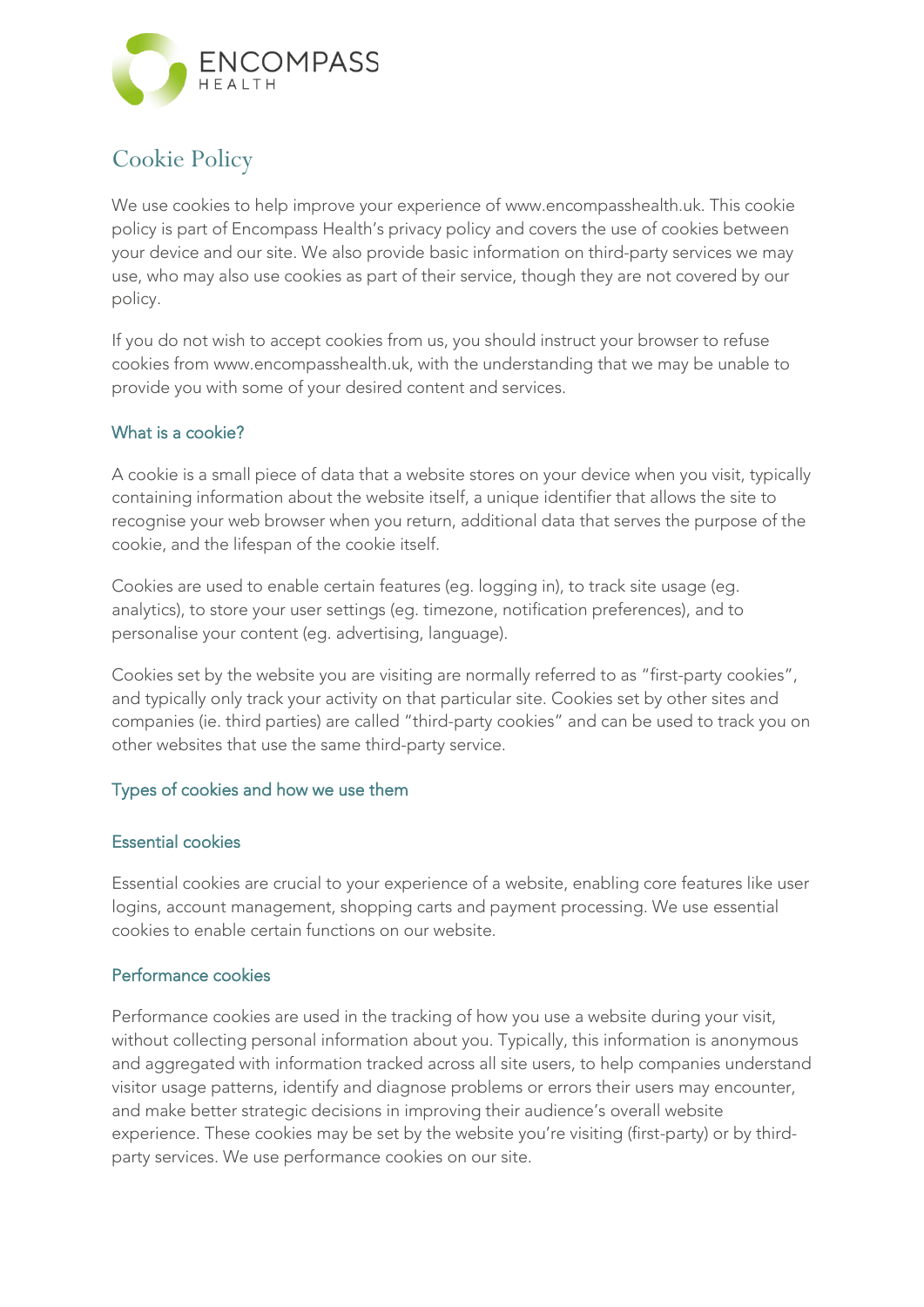ENCOMPASS
HEALTH

# Cookie Policy

We use cookies to help improve your experience of www.encompasshealth.uk. This cookie policy is part of Encompass Health's privacy policy and covers the use of cookies between your device and our site. We also provide basic information on third-party services we may use, who may also use cookies as part of their service, though they are not covered by our policy.

If you do not wish to accept cookies from us, you should instruct your browser to refuse cookies from www.encompasshealth.uk, with the understanding that we may be unable to provide you with some of your desired content and services.

## What is a cookie?

A cookie is a small piece of data that a website stores on your device when you visit, typically containing information about the website itself, a unique identifier that allows the site to recognise your web browser when you return, additional data that serves the purpose of the cookie, and the lifespan of the cookie itself.

Cookies are used to enable certain features (eg. logging in), to track site usage (eg. analytics), to store your user settings (eg. timezone, notification preferences), and to personalise your content (eg. advertising, language).

Cookies set by the website you are visiting are normally referred to as "first-party cookies", and typically only track your activity on that particular site. Cookies set by other sites and companies (ie. third parties) are called "third-party cookies" and can be used to track you on other websites that use the same third-party service.

## Types of cookies and how we use them

### Essential cookies

Essential cookies are crucial to your experience of a website, enabling core features like user logins, account management, shopping carts and payment processing. We use essential cookies to enable certain functions on our website.

### Performance cookies

Performance cookies are used in the tracking of how you use a website during your visit, without collecting personal information about you. Typically, this information is anonymous and aggregated with information tracked across all site users, to help companies understand visitor usage patterns, identify and diagnose problems or errors their users may encounter, and make better strategic decisions in improving their audience's overall website experience. These cookies may be set by the website you're visiting (first-party) or by third-party services. We use performance cookies on our site.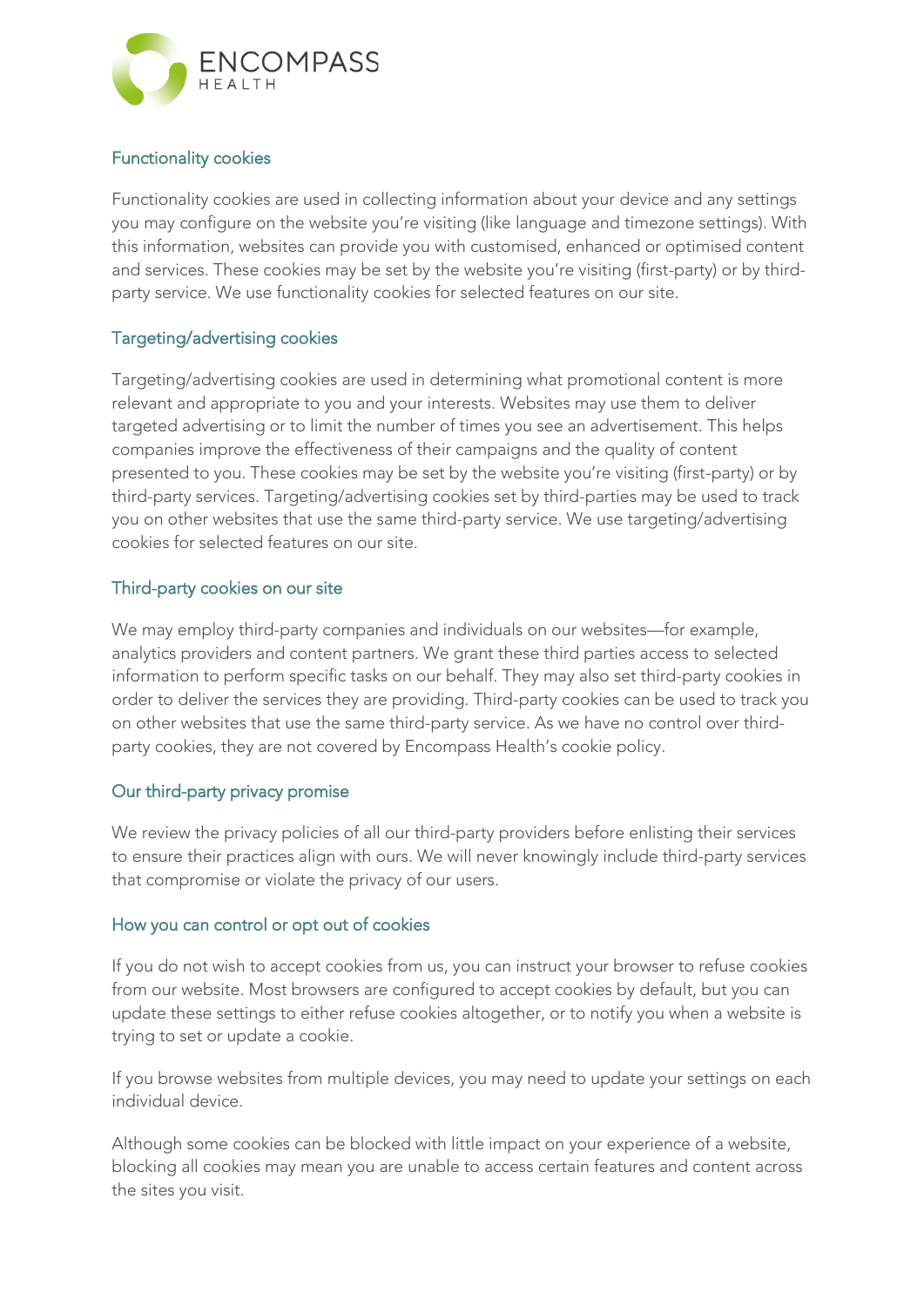## Functionality cookies

Functionality cookies are used in collecting information about your device and any settings you may configure on the website you're visiting (like language and timezone settings). With this information, websites can provide you with customised, enhanced or optimised content and services. These cookies may be set by the website you're visiting (first-party) or by third-party service. We use functionality cookies for selected features on our site.

## Targeting/advertising cookies

Targeting/advertising cookies are used in determining what promotional content is more relevant and appropriate to you and your interests. Websites may use them to deliver targeted advertising or to limit the number of times you see an advertisement. This helps companies improve the effectiveness of their campaigns and the quality of content presented to you. These cookies may be set by the website you're visiting (first-party) or by third-party services. Targeting/advertising cookies set by third-parties may be used to track you on other websites that use the same third-party service. We use targeting/advertising cookies for selected features on our site.

## Third-party cookies on our site

We may employ third-party companies and individuals on our websites—for example, analytics providers and content partners. We grant these third parties access to selected information to perform specific tasks on our behalf. They may also set third-party cookies in order to deliver the services they are providing. Third-party cookies can be used to track you on other websites that use the same third-party service. As we have no control over third-party cookies, they are not covered by Encompass Health's cookie policy.

## Our third-party privacy promise

We review the privacy policies of all our third-party providers before enlisting their services to ensure their practices align with ours. We will never knowingly include third-party services that compromise or violate the privacy of our users.

## How you can control or opt out of cookies

If you do not wish to accept cookies from us, you can instruct your browser to refuse cookies from our website. Most browsers are configured to accept cookies by default, but you can update these settings to either refuse cookies altogether, or to notify you when a website is trying to set or update a cookie.

If you browse websites from multiple devices, you may need to update your settings on each individual device.

Although some cookies can be blocked with little impact on your experience of a website, blocking all cookies may mean you are unable to access certain features and content across the sites you visit.